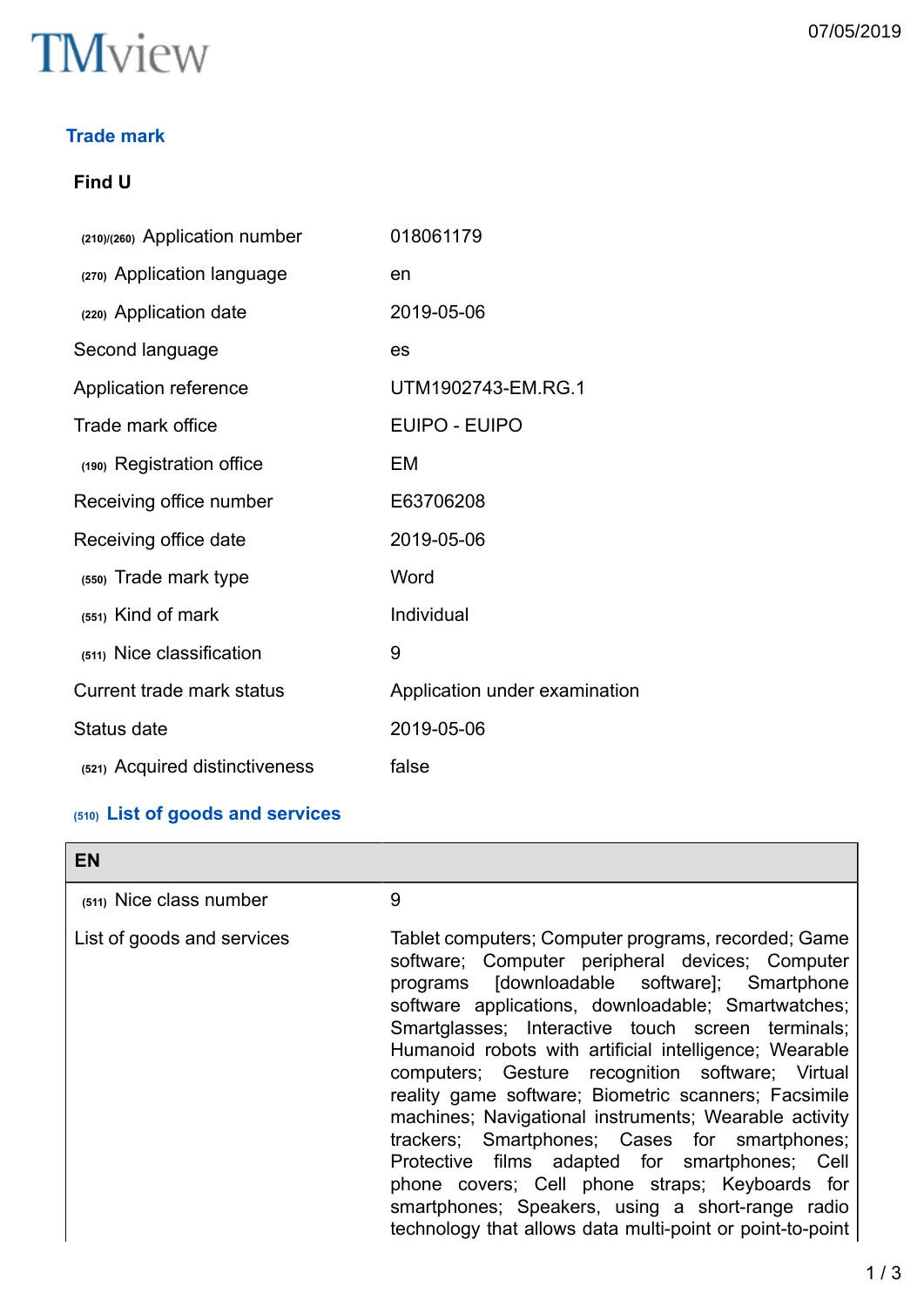TMview

07/05/2019

## Trade mark

### Find U

| | |
|---|---|
| (210)/(260) Application number | 018061179 |
| (270) Application language | en |
| (220) Application date | 2019-05-06 |
| Second language | es |
| Application reference | UTM1902743-EM.RG.1 |
| Trade mark office | EUIPO - EUIPO |
| (190) Registration office | EM |
| Receiving office number | E63706208 |
| Receiving office date | 2019-05-06 |
| (550) Trade mark type | Word |
| (551) Kind of mark | Individual |
| (511) Nice classification | 9 |
| Current trade mark status | Application under examination |
| Status date | 2019-05-06 |
| (521) Acquired distinctiveness | false |

## (510) List of goods and services

| EN | |
|---|---|
| (511) Nice class number | 9 |
| List of goods and services | Tablet computers; Computer programs, recorded; Game software; Computer peripheral devices; Computer programs [downloadable software]; Smartphone software applications, downloadable; Smartwatches; Smartglasses; Interactive touch screen terminals; Humanoid robots with artificial intelligence; Wearable computers; Gesture recognition software; Virtual reality game software; Biometric scanners; Facsimile machines; Navigational instruments; Wearable activity trackers; Smartphones; Cases for smartphones; Protective films adapted for smartphones; Cell phone covers; Cell phone straps; Keyboards for smartphones; Speakers, using a short-range radio technology that allows data multi-point or point-to-point |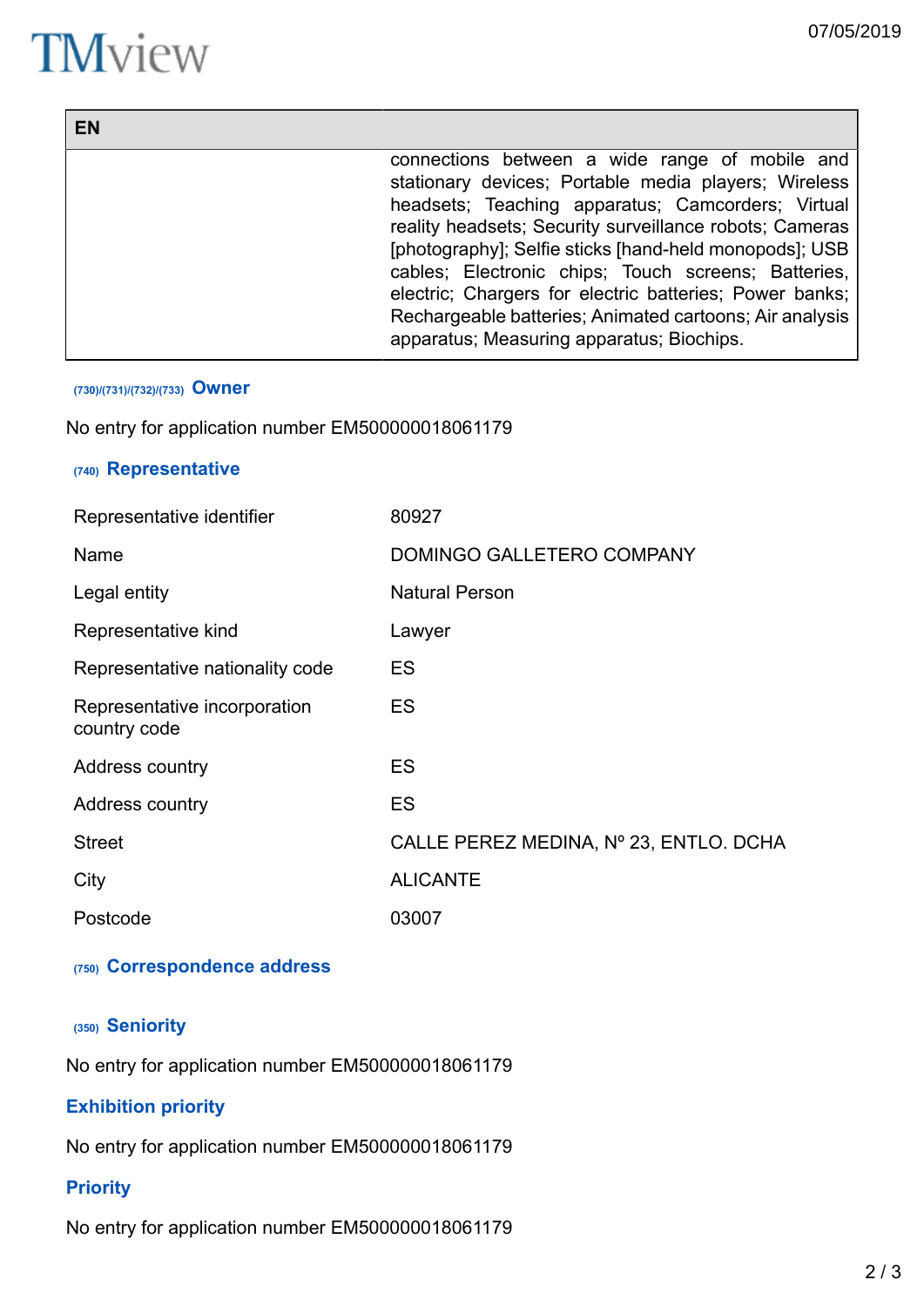| EN | |
|---|---|
| | connections between a wide range of mobile and stationary devices; Portable media players; Wireless headsets; Teaching apparatus; Camcorders; Virtual reality headsets; Security surveillance robots; Cameras [photography]; Selfie sticks [hand-held monopods]; USB cables; Electronic chips; Touch screens; Batteries, electric; Chargers for electric batteries; Power banks; Rechargeable batteries; Animated cartoons; Air analysis apparatus; Measuring apparatus; Biochips. |

### (730)/(731)/(732)/(733) Owner

No entry for application number EM500000018061179

### (740) Representative

| | |
|---|---|
| Representative identifier | 80927 |
| Name | DOMINGO GALLETERO COMPANY |
| Legal entity | Natural Person |
| Representative kind | Lawyer |
| Representative nationality code | ES |
| Representative incorporation country code | ES |
| Address country | ES |
| Address country | ES |
| Street | CALLE PEREZ MEDINA, Nº 23, ENTLO. DCHA |
| City | ALICANTE |
| Postcode | 03007 |

### (750) Correspondence address

### (350) Seniority

No entry for application number EM500000018061179

### Exhibition priority

No entry for application number EM500000018061179

### Priority

No entry for application number EM500000018061179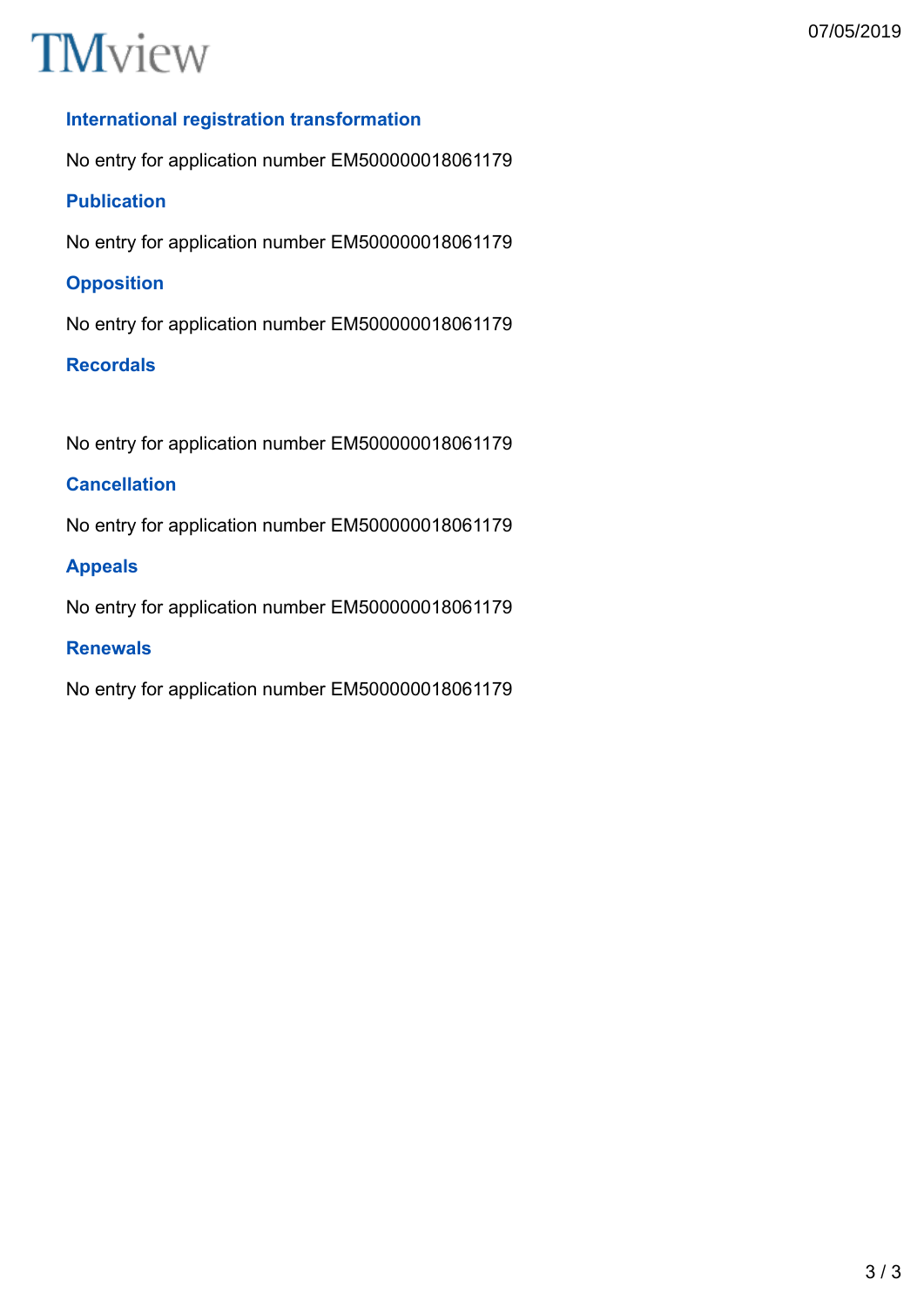### International registration transformation

No entry for application number EM500000018061179

### Publication

No entry for application number EM500000018061179

### Opposition

No entry for application number EM500000018061179

### Recordals

No entry for application number EM500000018061179

### Cancellation

No entry for application number EM500000018061179

### Appeals

No entry for application number EM500000018061179

### Renewals

No entry for application number EM500000018061179